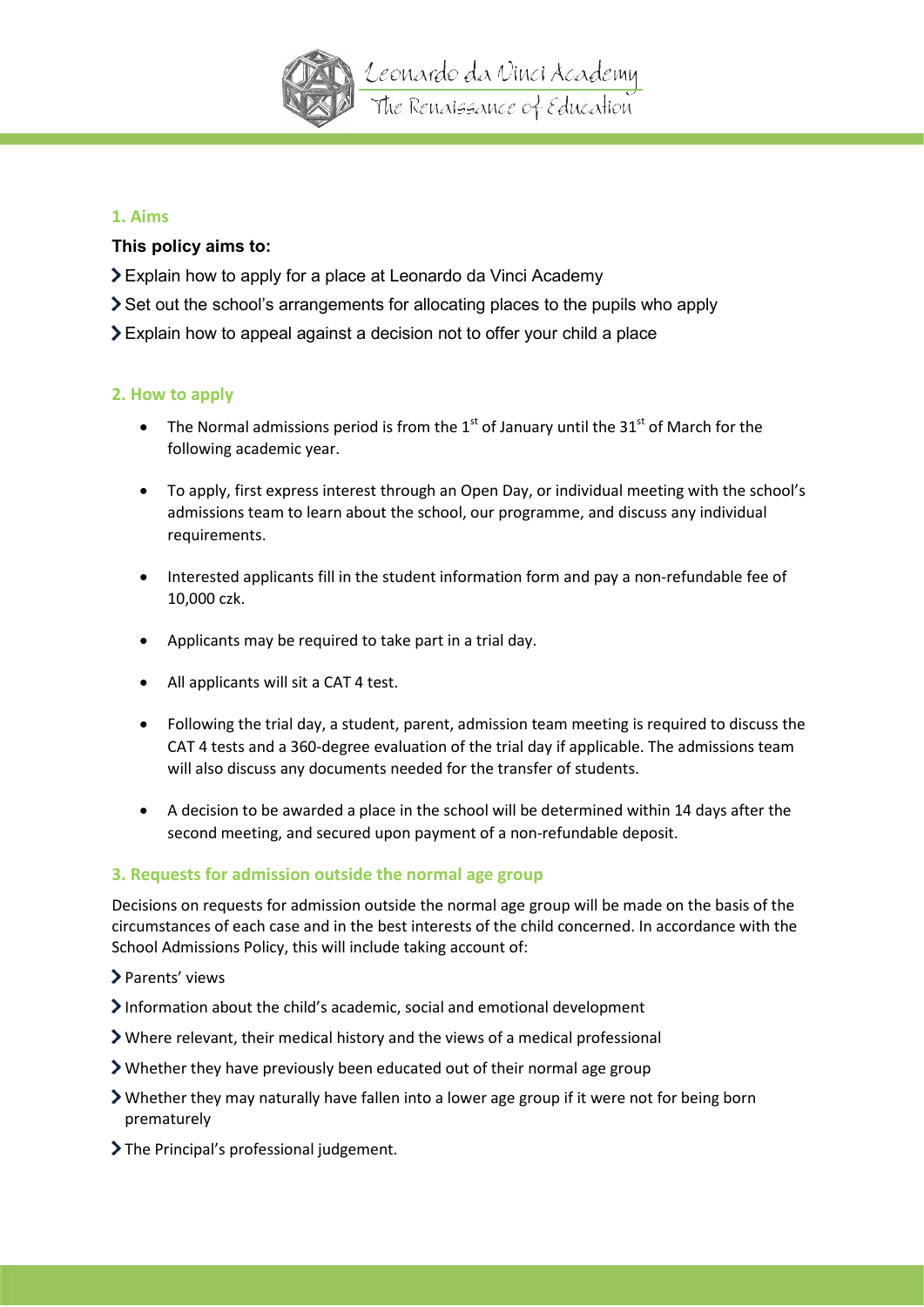## 1. Aims

**This policy aims to:**

- Explain how to apply for a place at Leonardo da Vinci Academy
- Set out the school's arrangements for allocating places to the pupils who apply
- Explain how to appeal against a decision not to offer your child a place

## 2. How to apply

- The Normal admissions period is from the 1st of January until the 31st of March for the following academic year.
- To apply, first express interest through an Open Day, or individual meeting with the school's admissions team to learn about the school, our programme, and discuss any individual requirements.
- Interested applicants fill in the student information form and pay a non-refundable fee of 10,000 czk.
- Applicants may be required to take part in a trial day.
- All applicants will sit a CAT 4 test.
- Following the trial day, a student, parent, admission team meeting is required to discuss the CAT 4 tests and a 360-degree evaluation of the trial day if applicable. The admissions team will also discuss any documents needed for the transfer of students.
- A decision to be awarded a place in the school will be determined within 14 days after the second meeting, and secured upon payment of a non-refundable deposit.

## 3. Requests for admission outside the normal age group

Decisions on requests for admission outside the normal age group will be made on the basis of the circumstances of each case and in the best interests of the child concerned. In accordance with the School Admissions Policy, this will include taking account of:

- Parents' views
- Information about the child's academic, social and emotional development
- Where relevant, their medical history and the views of a medical professional
- Whether they have previously been educated out of their normal age group
- Whether they may naturally have fallen into a lower age group if it were not for being born prematurely
- The Principal's professional judgement.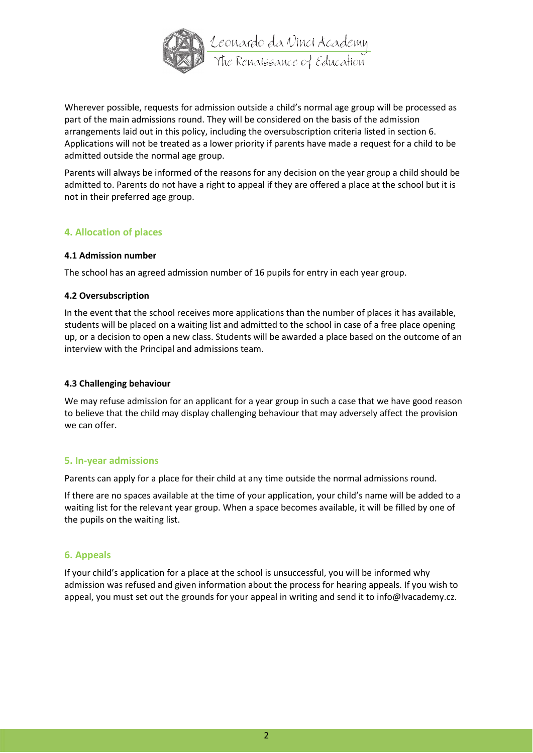Wherever possible, requests for admission outside a child's normal age group will be processed as part of the main admissions round. They will be considered on the basis of the admission arrangements laid out in this policy, including the oversubscription criteria listed in section 6. Applications will not be treated as a lower priority if parents have made a request for a child to be admitted outside the normal age group.

Parents will always be informed of the reasons for any decision on the year group a child should be admitted to. Parents do not have a right to appeal if they are offered a place at the school but it is not in their preferred age group.

## 4. Allocation of places

### 4.1 Admission number

The school has an agreed admission number of 16 pupils for entry in each year group.

### 4.2 Oversubscription

In the event that the school receives more applications than the number of places it has available, students will be placed on a waiting list and admitted to the school in case of a free place opening up, or a decision to open a new class. Students will be awarded a place based on the outcome of an interview with the Principal and admissions team.

### 4.3 Challenging behaviour

We may refuse admission for an applicant for a year group in such a case that we have good reason to believe that the child may display challenging behaviour that may adversely affect the provision we can offer.

## 5. In-year admissions

Parents can apply for a place for their child at any time outside the normal admissions round.

If there are no spaces available at the time of your application, your child's name will be added to a waiting list for the relevant year group. When a space becomes available, it will be filled by one of the pupils on the waiting list.

## 6. Appeals

If your child's application for a place at the school is unsuccessful, you will be informed why admission was refused and given information about the process for hearing appeals. If you wish to appeal, you must set out the grounds for your appeal in writing and send it to info@lvacademy.cz.